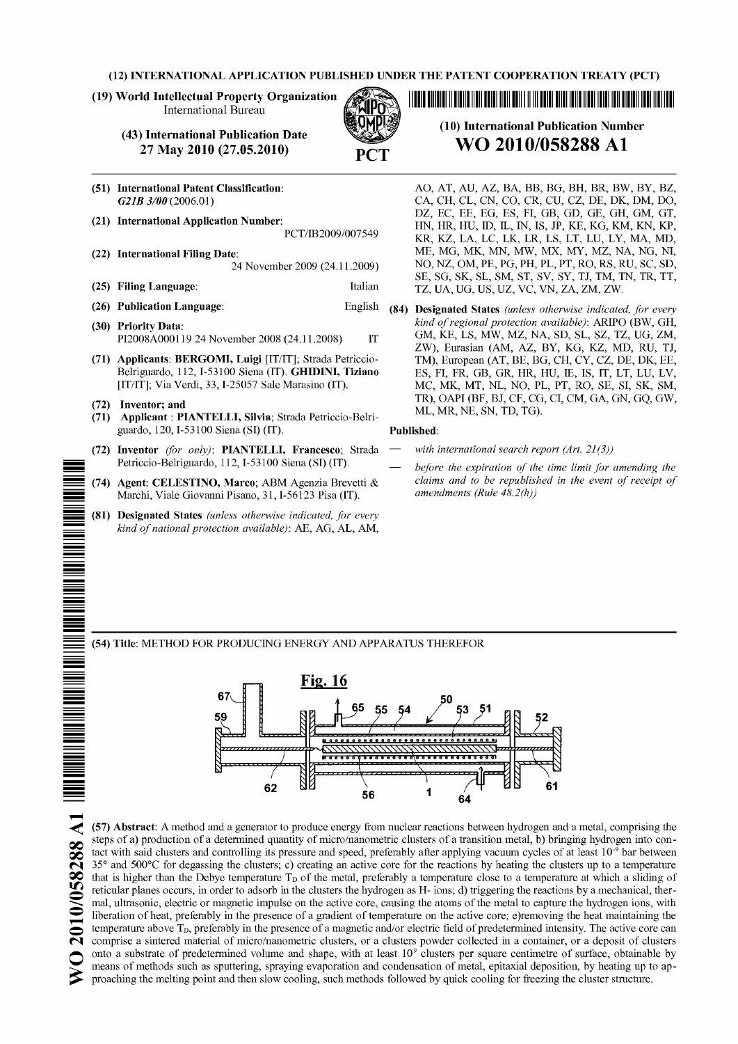(12) INTERNATIONAL APPLICATION PUBLISHED UNDER THE PATENT COOPERATION TREATY (PCT)

(19) World Intellectual Property Organization
International Bureau

(43) International Publication Date
27 May 2010 (27.05.2010)

PCT

(10) International Publication Number
**WO 2010/058288 A1**

(51) International Patent Classification:
*G21B 3/00* (2006.01)

(21) International Application Number:
PCT/IB2009/007549

(22) International Filing Date:
24 November 2009 (24.11.2009)

(25) Filing Language: Italian

(26) Publication Language: English

(30) Priority Data:
PI2008A000119 24 November 2008 (24.11.2008) IT

(71) Applicants: **BERGOMI, Luigi** [IT/IT]; Strada Petriccio-Belriguardo, 112, I-53100 Siena (IT). **GHIDINI, Tiziano** [IT/IT]; Via Verdi, 33, I-25057 Sale Marasino (IT).

(72) Inventor; and
(71) Applicant : **PIANTELLI, Silvia**; Strada Petriccio-Belriguardo, 120, I-53100 Siena (SI) (IT).

(72) Inventor *(for only)*: **PIANTELLI, Francesco**; Strada Petriccio-Belriguardo, 112, I-53100 Siena (SI) (IT).

(74) Agent: **CELESTINO, Marco**; ABM Agenzia Brevetti & Marchi, Viale Giovanni Pisano, 31, I-56123 Pisa (IT).

(81) Designated States *(unless otherwise indicated, for every kind of national protection available)*: AE, AG, AL, AM, AO, AT, AU, AZ, BA, BB, BG, BH, BR, BW, BY, BZ, CA, CH, CL, CN, CO, CR, CU, CZ, DE, DK, DM, DO, DZ, EC, EE, EG, ES, FI, GB, GD, GE, GH, GM, GT, HN, HR, HU, ID, IL, IN, IS, JP, KE, KG, KM, KN, KP, KR, KZ, LA, LC, LK, LR, LS, LT, LU, LY, MA, MD, ME, MG, MK, MN, MW, MX, MY, MZ, NA, NG, NI, NO, NZ, OM, PE, PG, PH, PL, PT, RO, RS, RU, SC, SD, SE, SG, SK, SL, SM, ST, SV, SY, TJ, TM, TN, TR, TT, TZ, UA, UG, US, UZ, VC, VN, ZA, ZM, ZW.

(84) Designated States *(unless otherwise indicated, for every kind of regional protection available)*: ARIPO (BW, GH, GM, KE, LS, MW, MZ, NA, SD, SL, SZ, TZ, UG, ZM, ZW), Eurasian (AM, AZ, BY, KG, KZ, MD, RU, TJ, TM), European (AT, BE, BG, CH, CY, CZ, DE, DK, EE, ES, FI, FR, GB, GR, HR, HU, IE, IS, IT, LT, LU, LV, MC, MK, MT, NL, NO, PL, PT, RO, SE, SI, SK, SM, TR), OAPI (BF, BJ, CF, CG, CI, CM, GA, GN, GQ, GW, ML, MR, NE, SN, TD, TG).

**Published**:

— *with international search report (Art. 21(3))*

— *before the expiration of the time limit for amending the claims and to be republished in the event of receipt of amendments (Rule 48.2(h))*

(54) Title: METHOD FOR PRODUCING ENERGY AND APPARATUS THEREFOR

**Fig. 16**

(57) **Abstract**: A method and a generator to produce energy from nuclear reactions between hydrogen and a metal, comprising the steps of a) production of a determined quantity of micro/nanometric clusters of a transition metal, b) bringing hydrogen into contact with said clusters and controlling its pressure and speed, preferably after applying vacuum cycles of at least $10^{-9}$ bar between 35° and 500°C for degassing the clusters; c) creating an active core for the reactions by heating the clusters up to a temperature that is higher than the Debye temperature $T_D$ of the metal, preferably a temperature close to a temperature at which a sliding of reticular planes occurs, in order to adsorb in the clusters the hydrogen as H- ions; d) triggering the reactions by a mechanical, thermal, ultrasonic, electric or magnetic impulse on the active core, causing the atoms of the metal to capture the hydrogen ions, with liberation of heat, preferably in the presence of a gradient of temperature on the active core; e)removing the heat maintaining the temperature above $T_D$, preferably in the presence of a magnetic and/or electric field of predetermined intensity. The active core can comprise a sintered material of micro/nanometric clusters, or a clusters powder collected in a container, or a deposit of clusters onto a substrate of predetermined volume and shape, with at least $10^9$ clusters per square centimetre of surface, obtainable by means of methods such as sputtering, spraying evaporation and condensation of metal, epitaxial deposition, by heating up to approaching the melting point and then slow cooling, such methods followed by quick cooling for freezing the cluster structure.

WO 2010/058288 A1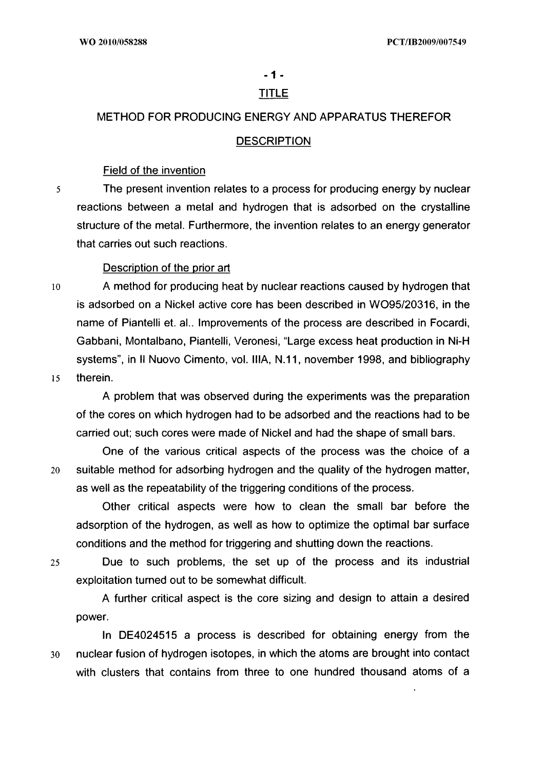## TITLE

# METHOD FOR PRODUCING ENERGY AND APPARATUS THEREFOR

## DESCRIPTION

### Field of the invention

The present invention relates to a process for producing energy by nuclear reactions between a metal and hydrogen that is adsorbed on the crystalline structure of the metal. Furthermore, the invention relates to an energy generator that carries out such reactions.

### Description of the prior art

A method for producing heat by nuclear reactions caused by hydrogen that is adsorbed on a Nickel active core has been described in WO95/20316, in the name of Piantelli et. al.. Improvements of the process are described in Focardi, Gabbani, Montalbano, Piantelli, Veronesi, "Large excess heat production in Ni-H systems", in Il Nuovo Cimento, vol. IIIA, N.11, november 1998, and bibliography therein.

A problem that was observed during the experiments was the preparation of the cores on which hydrogen had to be adsorbed and the reactions had to be carried out; such cores were made of Nickel and had the shape of small bars.

One of the various critical aspects of the process was the choice of a suitable method for adsorbing hydrogen and the quality of the hydrogen matter, as well as the repeatability of the triggering conditions of the process.

Other critical aspects were how to clean the small bar before the adsorption of the hydrogen, as well as how to optimize the optimal bar surface conditions and the method for triggering and shutting down the reactions.

Due to such problems, the set up of the process and its industrial exploitation turned out to be somewhat difficult.

A further critical aspect is the core sizing and design to attain a desired power.

In DE4024515 a process is described for obtaining energy from the nuclear fusion of hydrogen isotopes, in which the atoms are brought into contact with clusters that contains from three to one hundred thousand atoms of a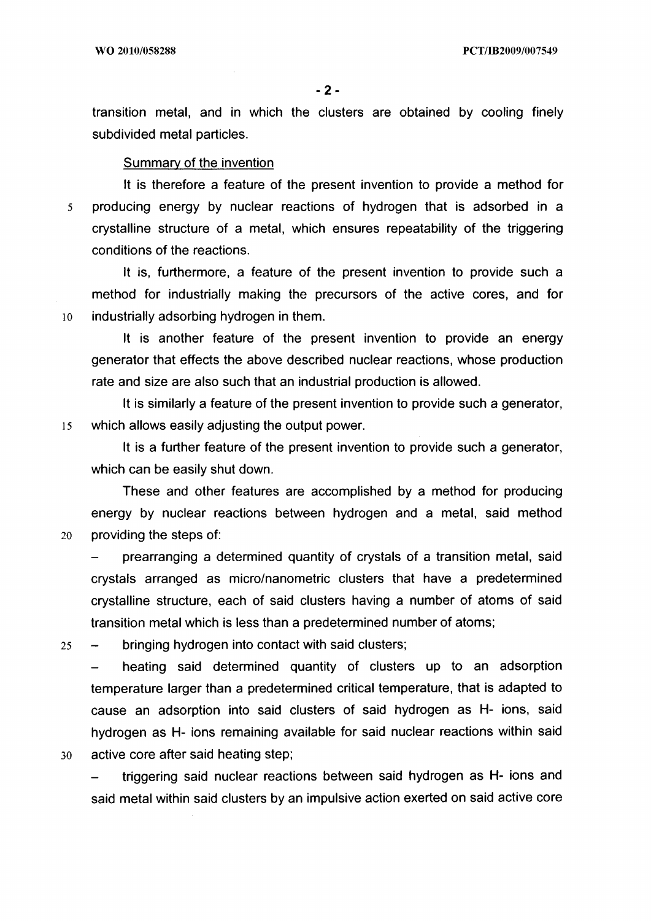transition metal, and in which the clusters are obtained by cooling finely subdivided metal particles.

## Summary of the invention

It is therefore a feature of the present invention to provide a method for producing energy by nuclear reactions of hydrogen that is adsorbed in a crystalline structure of a metal, which ensures repeatability of the triggering conditions of the reactions.

It is, furthermore, a feature of the present invention to provide such a method for industrially making the precursors of the active cores, and for industrially adsorbing hydrogen in them.

It is another feature of the present invention to provide an energy generator that effects the above described nuclear reactions, whose production rate and size are also such that an industrial production is allowed.

It is similarly a feature of the present invention to provide such a generator, which allows easily adjusting the output power.

It is a further feature of the present invention to provide such a generator, which can be easily shut down.

These and other features are accomplished by a method for producing energy by nuclear reactions between hydrogen and a metal, said method providing the steps of:

– prearranging a determined quantity of crystals of a transition metal, said crystals arranged as micro/nanometric clusters that have a predetermined crystalline structure, each of said clusters having a number of atoms of said transition metal which is less than a predetermined number of atoms;

– bringing hydrogen into contact with said clusters;

– heating said determined quantity of clusters up to an adsorption temperature larger than a predetermined critical temperature, that is adapted to cause an adsorption into said clusters of said hydrogen as H- ions, said hydrogen as H- ions remaining available for said nuclear reactions within said active core after said heating step;

– triggering said nuclear reactions between said hydrogen as H- ions and said metal within said clusters by an impulsive action exerted on said active core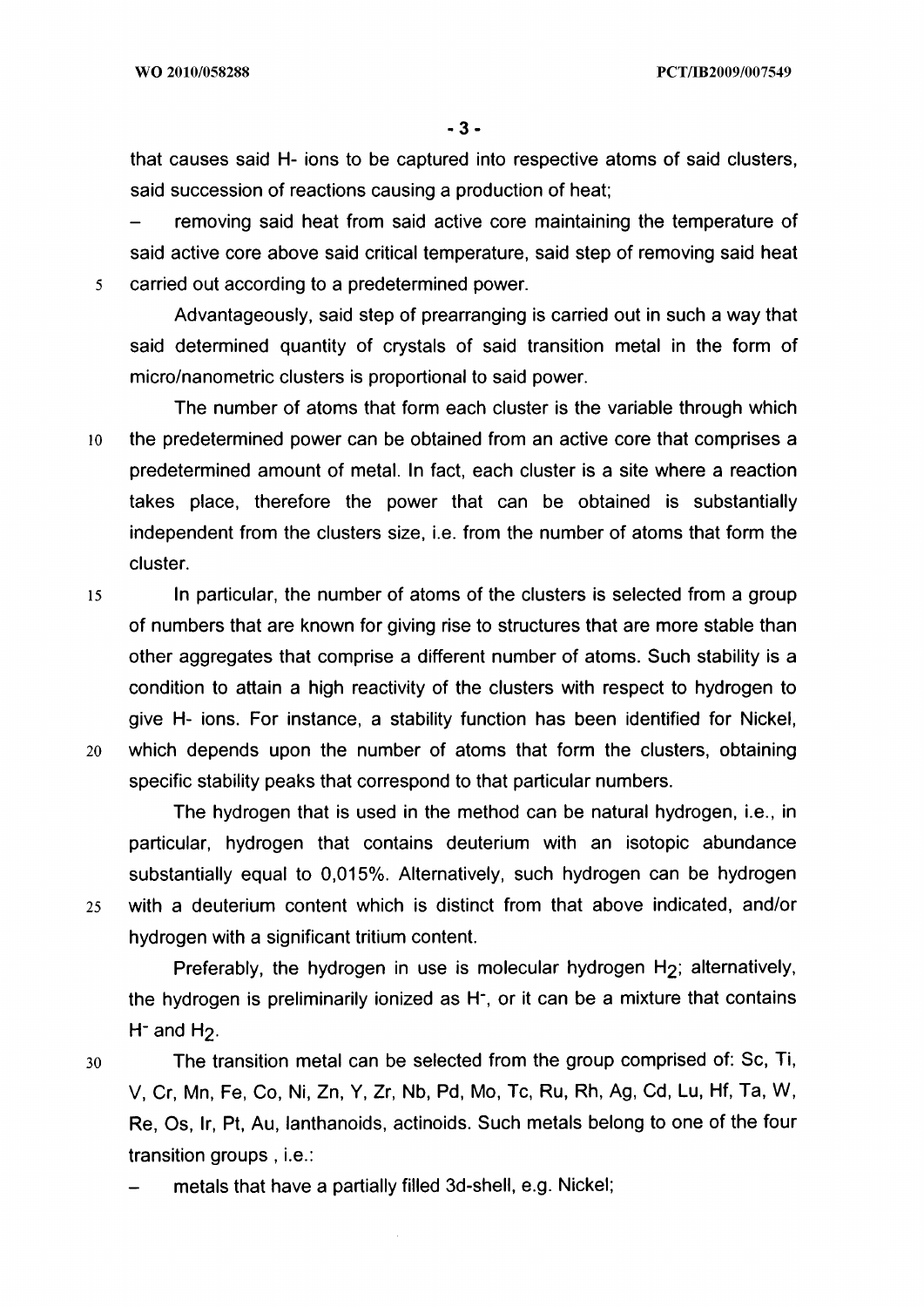that causes said H- ions to be captured into respective atoms of said clusters, said succession of reactions causing a production of heat;

– removing said heat from said active core maintaining the temperature of said active core above said critical temperature, said step of removing said heat carried out according to a predetermined power.

Advantageously, said step of prearranging is carried out in such a way that said determined quantity of crystals of said transition metal in the form of micro/nanometric clusters is proportional to said power.

The number of atoms that form each cluster is the variable through which the predetermined power can be obtained from an active core that comprises a predetermined amount of metal. In fact, each cluster is a site where a reaction takes place, therefore the power that can be obtained is substantially independent from the clusters size, i.e. from the number of atoms that form the cluster.

In particular, the number of atoms of the clusters is selected from a group of numbers that are known for giving rise to structures that are more stable than other aggregates that comprise a different number of atoms. Such stability is a condition to attain a high reactivity of the clusters with respect to hydrogen to give H- ions. For instance, a stability function has been identified for Nickel, which depends upon the number of atoms that form the clusters, obtaining specific stability peaks that correspond to that particular numbers.

The hydrogen that is used in the method can be natural hydrogen, i.e., in particular, hydrogen that contains deuterium with an isotopic abundance substantially equal to 0,015%. Alternatively, such hydrogen can be hydrogen with a deuterium content which is distinct from that above indicated, and/or hydrogen with a significant tritium content.

Preferably, the hydrogen in use is molecular hydrogen $H_2$; alternatively, the hydrogen is preliminarily ionized as $H^-$, or it can be a mixture that contains $H^-$ and $H_2$.

The transition metal can be selected from the group comprised of: Sc, Ti, V, Cr, Mn, Fe, Co, Ni, Zn, Y, Zr, Nb, Pd, Mo, Tc, Ru, Rh, Ag, Cd, Lu, Hf, Ta, W, Re, Os, Ir, Pt, Au, lanthanoids, actinoids. Such metals belong to one of the four transition groups , i.e.:

– metals that have a partially filled 3d-shell, e.g. Nickel;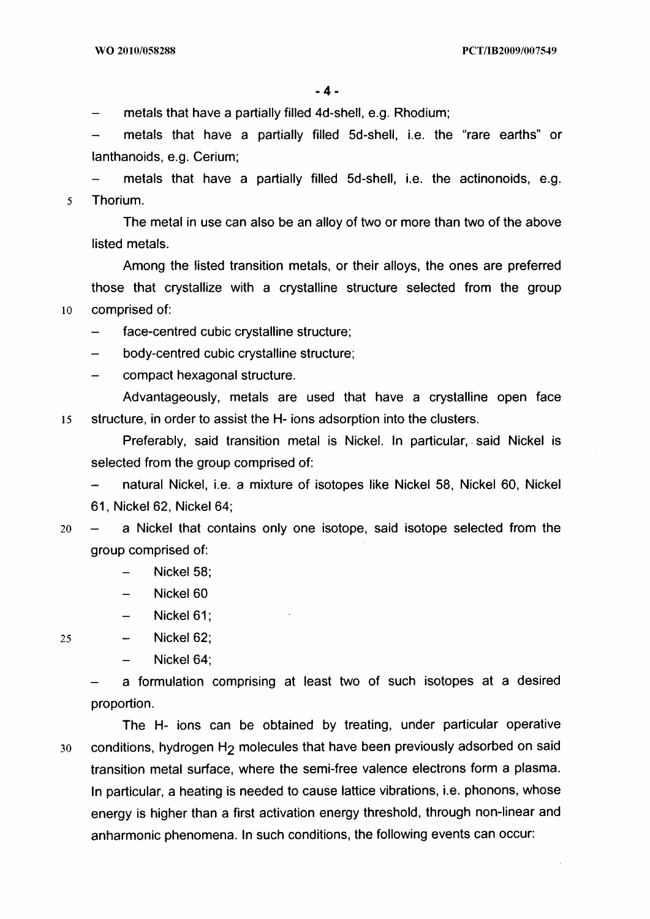- metals that have a partially filled 4d-shell, e.g. Rhodium;
- metals that have a partially filled 5d-shell, i.e. the "rare earths" or lanthanoids, e.g. Cerium;
- metals that have a partially filled 5d-shell, i.e. the actinonoids, e.g. Thorium.

The metal in use can also be an alloy of two or more than two of the above listed metals.

Among the listed transition metals, or their alloys, the ones are preferred those that crystallize with a crystalline structure selected from the group comprised of:

- face-centred cubic crystalline structure;
- body-centred cubic crystalline structure;
- compact hexagonal structure.

Advantageously, metals are used that have a crystalline open face structure, in order to assist the H- ions adsorption into the clusters.

Preferably, said transition metal is Nickel. In particular, said Nickel is selected from the group comprised of:

- natural Nickel, i.e. a mixture of isotopes like Nickel 58, Nickel 60, Nickel 61, Nickel 62, Nickel 64;
- a Nickel that contains only one isotope, said isotope selected from the group comprised of:
  - Nickel 58;
  - Nickel 60
  - Nickel 61;
  - Nickel 62;
  - Nickel 64;
- a formulation comprising at least two of such isotopes at a desired proportion.

The H- ions can be obtained by treating, under particular operative conditions, hydrogen $H_2$ molecules that have been previously adsorbed on said transition metal surface, where the semi-free valence electrons form a plasma. In particular, a heating is needed to cause lattice vibrations, i.e. phonons, whose energy is higher than a first activation energy threshold, through non-linear and anharmonic phenomena. In such conditions, the following events can occur: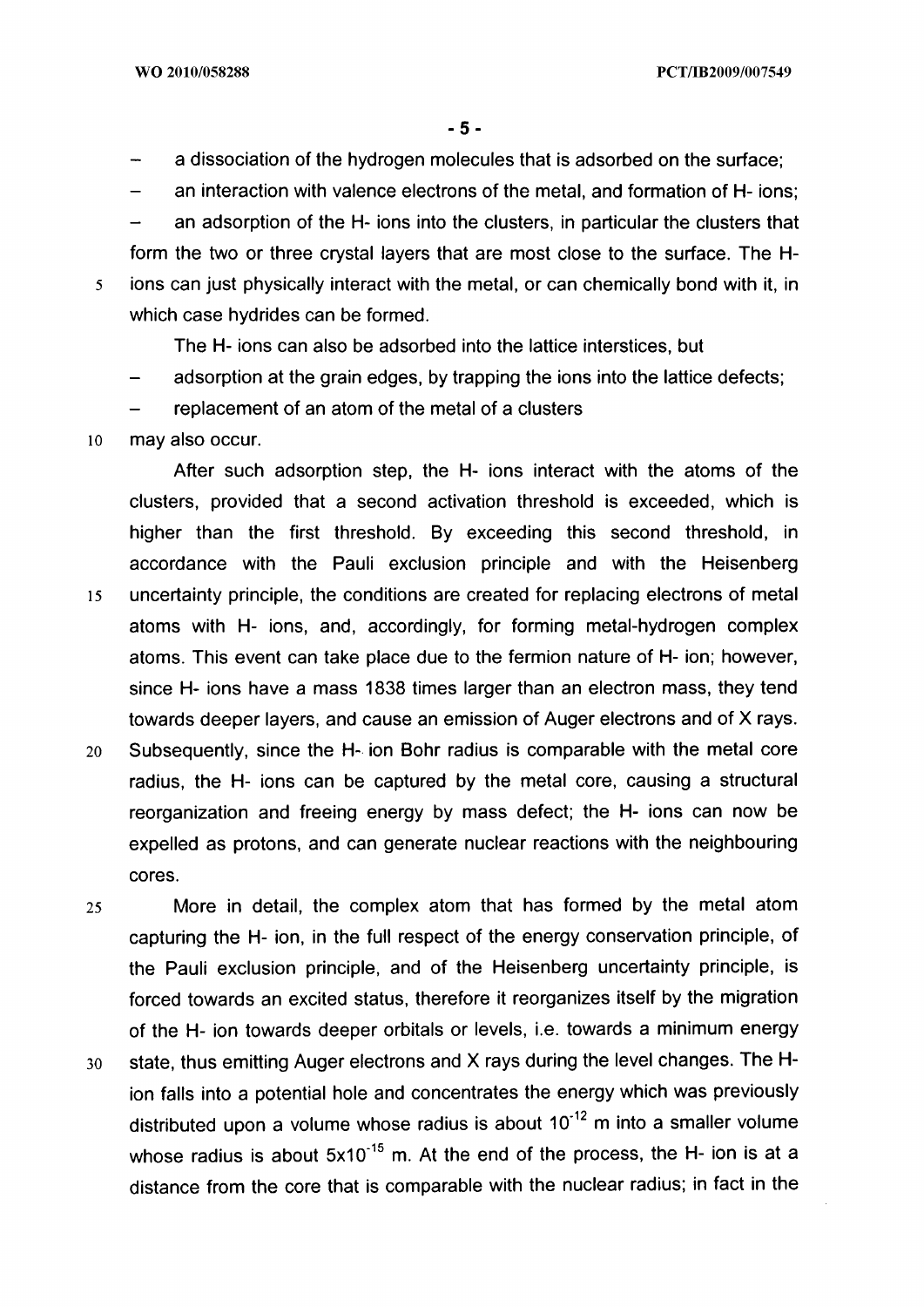- a dissociation of the hydrogen molecules that is adsorbed on the surface;
- an interaction with valence electrons of the metal, and formation of H- ions;
- an adsorption of the H- ions into the clusters, in particular the clusters that form the two or three crystal layers that are most close to the surface. The H- ions can just physically interact with the metal, or can chemically bond with it, in which case hydrides can be formed.

The H- ions can also be adsorbed into the lattice interstices, but

- adsorption at the grain edges, by trapping the ions into the lattice defects;
- replacement of an atom of the metal of a clusters

may also occur.

After such adsorption step, the H- ions interact with the atoms of the clusters, provided that a second activation threshold is exceeded, which is higher than the first threshold. By exceeding this second threshold, in accordance with the Pauli exclusion principle and with the Heisenberg uncertainty principle, the conditions are created for replacing electrons of metal atoms with H- ions, and, accordingly, for forming metal-hydrogen complex atoms. This event can take place due to the fermion nature of H- ion; however, since H- ions have a mass 1838 times larger than an electron mass, they tend towards deeper layers, and cause an emission of Auger electrons and of X rays. Subsequently, since the H- ion Bohr radius is comparable with the metal core radius, the H- ions can be captured by the metal core, causing a structural reorganization and freeing energy by mass defect; the H- ions can now be expelled as protons, and can generate nuclear reactions with the neighbouring cores.

More in detail, the complex atom that has formed by the metal atom capturing the H- ion, in the full respect of the energy conservation principle, of the Pauli exclusion principle, and of the Heisenberg uncertainty principle, is forced towards an excited status, therefore it reorganizes itself by the migration of the H- ion towards deeper orbitals or levels, i.e. towards a minimum energy state, thus emitting Auger electrons and X rays during the level changes. The H- ion falls into a potential hole and concentrates the energy which was previously distributed upon a volume whose radius is about $10^{-12}$ m into a smaller volume whose radius is about $5 \times 10^{-15}$ m. At the end of the process, the H- ion is at a distance from the core that is comparable with the nuclear radius; in fact in the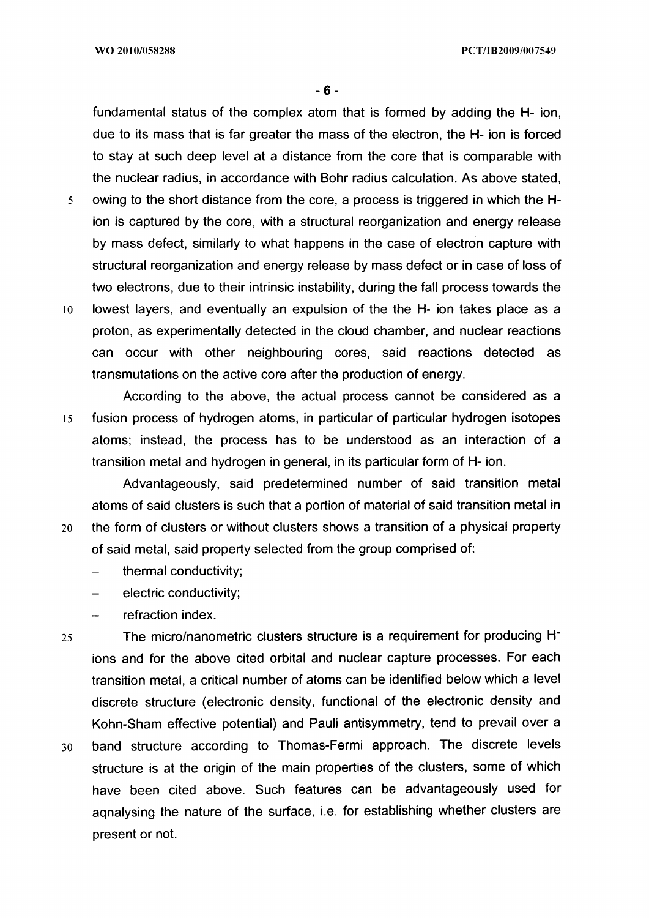fundamental status of the complex atom that is formed by adding the H- ion, due to its mass that is far greater the mass of the electron, the H- ion is forced to stay at such deep level at a distance from the core that is comparable with the nuclear radius, in accordance with Bohr radius calculation. As above stated, owing to the short distance from the core, a process is triggered in which the H- ion is captured by the core, with a structural reorganization and energy release by mass defect, similarly to what happens in the case of electron capture with structural reorganization and energy release by mass defect or in case of loss of two electrons, due to their intrinsic instability, during the fall process towards the lowest layers, and eventually an expulsion of the the H- ion takes place as a proton, as experimentally detected in the cloud chamber, and nuclear reactions can occur with other neighbouring cores, said reactions detected as transmutations on the active core after the production of energy.

According to the above, the actual process cannot be considered as a fusion process of hydrogen atoms, in particular of particular hydrogen isotopes atoms; instead, the process has to be understood as an interaction of a transition metal and hydrogen in general, in its particular form of H- ion.

Advantageously, said predetermined number of said transition metal atoms of said clusters is such that a portion of material of said transition metal in the form of clusters or without clusters shows a transition of a physical property of said metal, said property selected from the group comprised of:

- thermal conductivity;
- electric conductivity;
- refraction index.

The micro/nanometric clusters structure is a requirement for producing $H^-$ ions and for the above cited orbital and nuclear capture processes. For each transition metal, a critical number of atoms can be identified below which a level discrete structure (electronic density, functional of the electronic density and Kohn-Sham effective potential) and Pauli antisymmetry, tend to prevail over a band structure according to Thomas-Fermi approach. The discrete levels structure is at the origin of the main properties of the clusters, some of which have been cited above. Such features can be advantageously used for aqnalysing the nature of the surface, i.e. for establishing whether clusters are present or not.